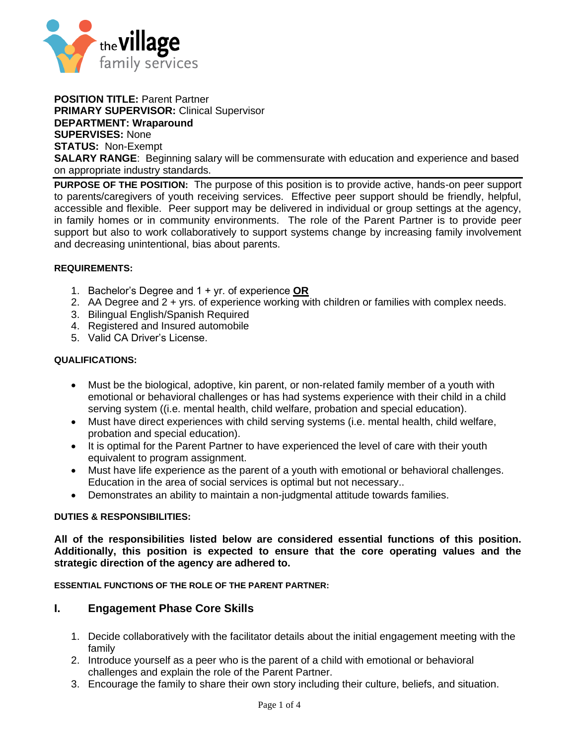the village family services

**POSITION TITLE:** Parent Partner
**PRIMARY SUPERVISOR:** Clinical Supervisor
**DEPARTMENT: Wraparound**
**SUPERVISES:** None
**STATUS:** Non-Exempt
**SALARY RANGE**: Beginning salary will be commensurate with education and experience and based on appropriate industry standards.

---

**PURPOSE OF THE POSITION:** The purpose of this position is to provide active, hands-on peer support to parents/caregivers of youth receiving services. Effective peer support should be friendly, helpful, accessible and flexible. Peer support may be delivered in individual or group settings at the agency, in family homes or in community environments. The role of the Parent Partner is to provide peer support but also to work collaboratively to support systems change by increasing family involvement and decreasing unintentional, bias about parents.

**REQUIREMENTS:**

1. Bachelor's Degree and 1 + yr. of experience **OR**
2. AA Degree and 2 + yrs. of experience working with children or families with complex needs.
3. Bilingual English/Spanish Required
4. Registered and Insured automobile
5. Valid CA Driver's License.

**QUALIFICATIONS:**

- Must be the biological, adoptive, kin parent, or non-related family member of a youth with emotional or behavioral challenges or has had systems experience with their child in a child serving system ((i.e. mental health, child welfare, probation and special education).
- Must have direct experiences with child serving systems (i.e. mental health, child welfare, probation and special education).
- It is optimal for the Parent Partner to have experienced the level of care with their youth equivalent to program assignment.
- Must have life experience as the parent of a youth with emotional or behavioral challenges. Education in the area of social services is optimal but not necessary..
- Demonstrates an ability to maintain a non-judgmental attitude towards families.

**DUTIES & RESPONSIBILITIES:**

**All of the responsibilities listed below are considered essential functions of this position. Additionally, this position is expected to ensure that the core operating values and the strategic direction of the agency are adhered to.**

**ESSENTIAL FUNCTIONS OF THE ROLE OF THE PARENT PARTNER:**

## I. Engagement Phase Core Skills

1. Decide collaboratively with the facilitator details about the initial engagement meeting with the family
2. Introduce yourself as a peer who is the parent of a child with emotional or behavioral challenges and explain the role of the Parent Partner.
3. Encourage the family to share their own story including their culture, beliefs, and situation.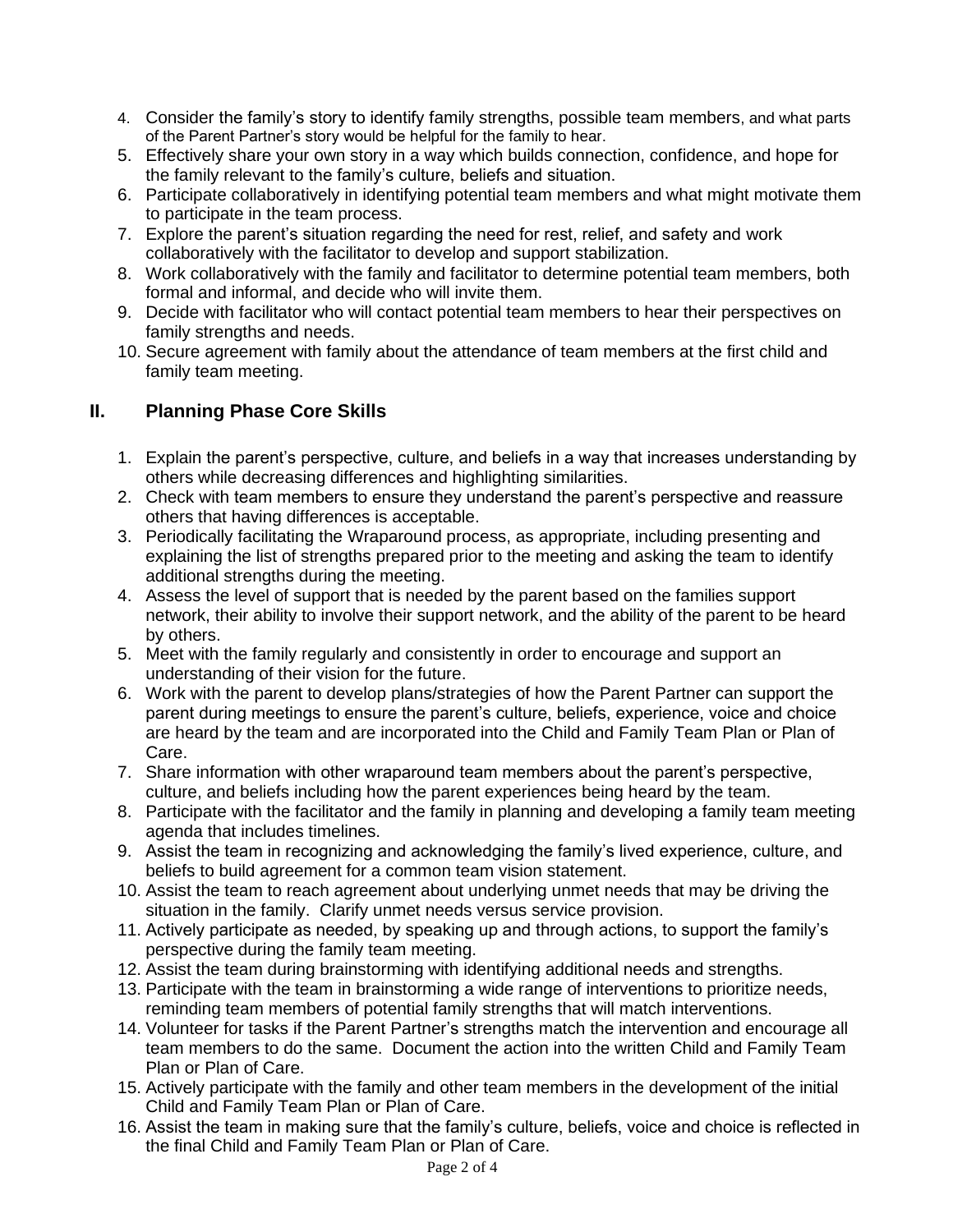4. Consider the family's story to identify family strengths, possible team members, and what parts of the Parent Partner's story would be helpful for the family to hear.
5. Effectively share your own story in a way which builds connection, confidence, and hope for the family relevant to the family's culture, beliefs and situation.
6. Participate collaboratively in identifying potential team members and what might motivate them to participate in the team process.
7. Explore the parent's situation regarding the need for rest, relief, and safety and work collaboratively with the facilitator to develop and support stabilization.
8. Work collaboratively with the family and facilitator to determine potential team members, both formal and informal, and decide who will invite them.
9. Decide with facilitator who will contact potential team members to hear their perspectives on family strengths and needs.
10. Secure agreement with family about the attendance of team members at the first child and family team meeting.

## II. Planning Phase Core Skills

1. Explain the parent's perspective, culture, and beliefs in a way that increases understanding by others while decreasing differences and highlighting similarities.
2. Check with team members to ensure they understand the parent's perspective and reassure others that having differences is acceptable.
3. Periodically facilitating the Wraparound process, as appropriate, including presenting and explaining the list of strengths prepared prior to the meeting and asking the team to identify additional strengths during the meeting.
4. Assess the level of support that is needed by the parent based on the families support network, their ability to involve their support network, and the ability of the parent to be heard by others.
5. Meet with the family regularly and consistently in order to encourage and support an understanding of their vision for the future.
6. Work with the parent to develop plans/strategies of how the Parent Partner can support the parent during meetings to ensure the parent's culture, beliefs, experience, voice and choice are heard by the team and are incorporated into the Child and Family Team Plan or Plan of Care.
7. Share information with other wraparound team members about the parent's perspective, culture, and beliefs including how the parent experiences being heard by the team.
8. Participate with the facilitator and the family in planning and developing a family team meeting agenda that includes timelines.
9. Assist the team in recognizing and acknowledging the family's lived experience, culture, and beliefs to build agreement for a common team vision statement.
10. Assist the team to reach agreement about underlying unmet needs that may be driving the situation in the family. Clarify unmet needs versus service provision.
11. Actively participate as needed, by speaking up and through actions, to support the family's perspective during the family team meeting.
12. Assist the team during brainstorming with identifying additional needs and strengths.
13. Participate with the team in brainstorming a wide range of interventions to prioritize needs, reminding team members of potential family strengths that will match interventions.
14. Volunteer for tasks if the Parent Partner's strengths match the intervention and encourage all team members to do the same. Document the action into the written Child and Family Team Plan or Plan of Care.
15. Actively participate with the family and other team members in the development of the initial Child and Family Team Plan or Plan of Care.
16. Assist the team in making sure that the family's culture, beliefs, voice and choice is reflected in the final Child and Family Team Plan or Plan of Care.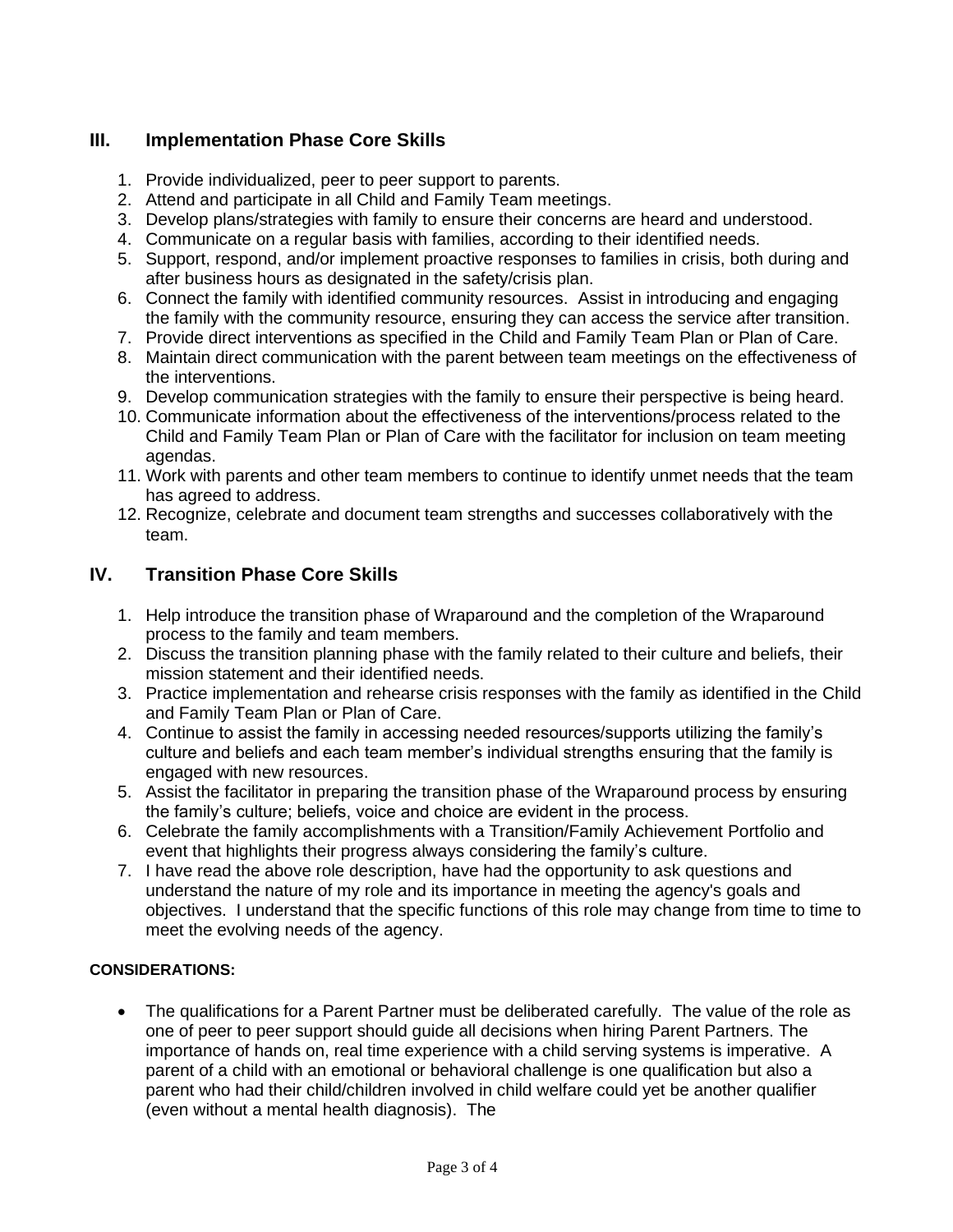## III. Implementation Phase Core Skills

1. Provide individualized, peer to peer support to parents.
2. Attend and participate in all Child and Family Team meetings.
3. Develop plans/strategies with family to ensure their concerns are heard and understood.
4. Communicate on a regular basis with families, according to their identified needs.
5. Support, respond, and/or implement proactive responses to families in crisis, both during and after business hours as designated in the safety/crisis plan.
6. Connect the family with identified community resources. Assist in introducing and engaging the family with the community resource, ensuring they can access the service after transition.
7. Provide direct interventions as specified in the Child and Family Team Plan or Plan of Care.
8. Maintain direct communication with the parent between team meetings on the effectiveness of the interventions.
9. Develop communication strategies with the family to ensure their perspective is being heard.
10. Communicate information about the effectiveness of the interventions/process related to the Child and Family Team Plan or Plan of Care with the facilitator for inclusion on team meeting agendas.
11. Work with parents and other team members to continue to identify unmet needs that the team has agreed to address.
12. Recognize, celebrate and document team strengths and successes collaboratively with the team.

## IV. Transition Phase Core Skills

1. Help introduce the transition phase of Wraparound and the completion of the Wraparound process to the family and team members.
2. Discuss the transition planning phase with the family related to their culture and beliefs, their mission statement and their identified needs.
3. Practice implementation and rehearse crisis responses with the family as identified in the Child and Family Team Plan or Plan of Care.
4. Continue to assist the family in accessing needed resources/supports utilizing the family's culture and beliefs and each team member's individual strengths ensuring that the family is engaged with new resources.
5. Assist the facilitator in preparing the transition phase of the Wraparound process by ensuring the family's culture; beliefs, voice and choice are evident in the process.
6. Celebrate the family accomplishments with a Transition/Family Achievement Portfolio and event that highlights their progress always considering the family's culture.
7. I have read the above role description, have had the opportunity to ask questions and understand the nature of my role and its importance in meeting the agency's goals and objectives. I understand that the specific functions of this role may change from time to time to meet the evolving needs of the agency.

**CONSIDERATIONS:**

- The qualifications for a Parent Partner must be deliberated carefully. The value of the role as one of peer to peer support should guide all decisions when hiring Parent Partners. The importance of hands on, real time experience with a child serving systems is imperative. A parent of a child with an emotional or behavioral challenge is one qualification but also a parent who had their child/children involved in child welfare could yet be another qualifier (even without a mental health diagnosis). The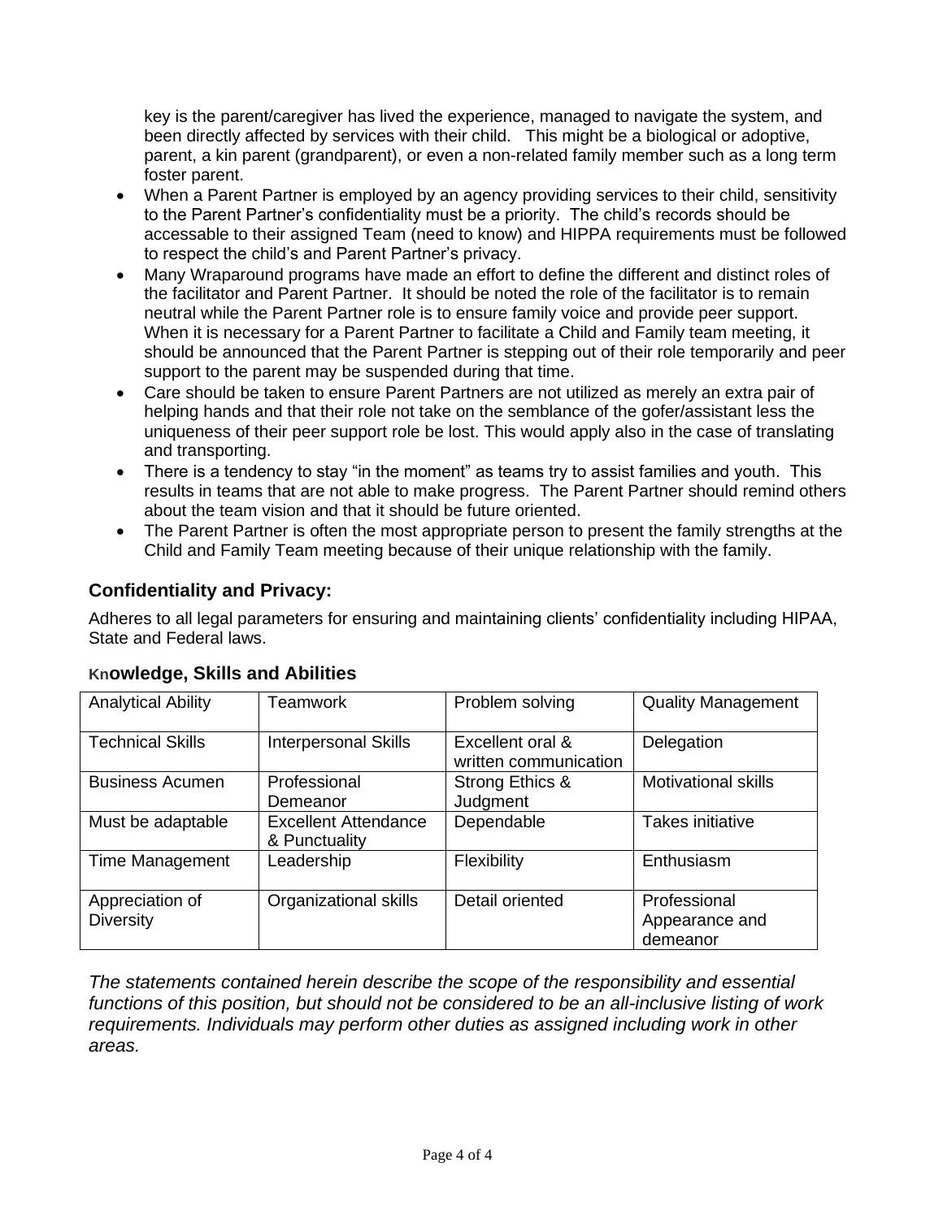key is the parent/caregiver has lived the experience, managed to navigate the system, and been directly affected by services with their child. This might be a biological or adoptive, parent, a kin parent (grandparent), or even a non-related family member such as a long term foster parent.

- When a Parent Partner is employed by an agency providing services to their child, sensitivity to the Parent Partner's confidentiality must be a priority. The child's records should be accessable to their assigned Team (need to know) and HIPPA requirements must be followed to respect the child's and Parent Partner's privacy.
- Many Wraparound programs have made an effort to define the different and distinct roles of the facilitator and Parent Partner. It should be noted the role of the facilitator is to remain neutral while the Parent Partner role is to ensure family voice and provide peer support. When it is necessary for a Parent Partner to facilitate a Child and Family team meeting, it should be announced that the Parent Partner is stepping out of their role temporarily and peer support to the parent may be suspended during that time.
- Care should be taken to ensure Parent Partners are not utilized as merely an extra pair of helping hands and that their role not take on the semblance of the gofer/assistant less the uniqueness of their peer support role be lost. This would apply also in the case of translating and transporting.
- There is a tendency to stay "in the moment" as teams try to assist families and youth. This results in teams that are not able to make progress. The Parent Partner should remind others about the team vision and that it should be future oriented.
- The Parent Partner is often the most appropriate person to present the family strengths at the Child and Family Team meeting because of their unique relationship with the family.

### Confidentiality and Privacy:

Adheres to all legal parameters for ensuring and maintaining clients' confidentiality including HIPAA, State and Federal laws.

### Knowledge, Skills and Abilities

| | | | |
|---|---|---|---|
| Analytical Ability | Teamwork | Problem solving | Quality Management |
| Technical Skills | Interpersonal Skills | Excellent oral & written communication | Delegation |
| Business Acumen | Professional Demeanor | Strong Ethics & Judgment | Motivational skills |
| Must be adaptable | Excellent Attendance & Punctuality | Dependable | Takes initiative |
| Time Management | Leadership | Flexibility | Enthusiasm |
| Appreciation of Diversity | Organizational skills | Detail oriented | Professional Appearance and demeanor |

*The statements contained herein describe the scope of the responsibility and essential functions of this position, but should not be considered to be an all-inclusive listing of work requirements. Individuals may perform other duties as assigned including work in other areas.*